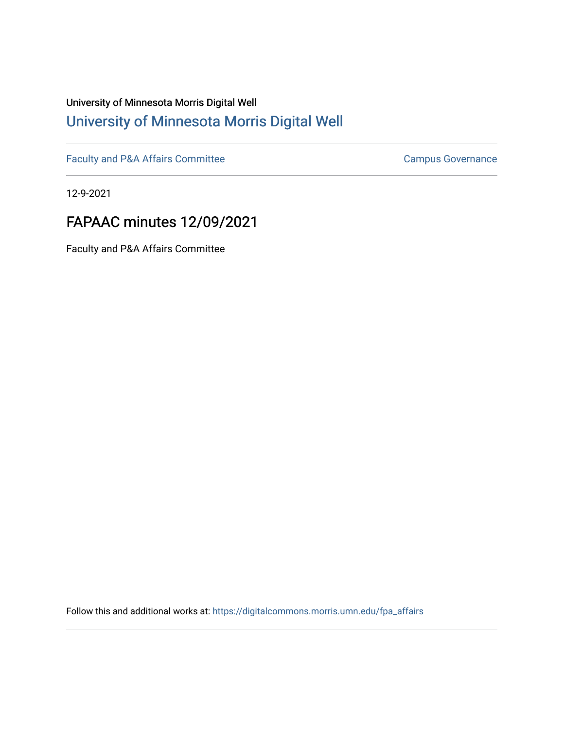University of Minnesota Morris Digital Well

[University of Minnesota Morris Digital Well](https://digitalcommons.morris.umn.edu)

Faculty and P&A Affairs Committee | Campus Governance

12-9-2021

# FAPAAC minutes 12/09/2021

Faculty and P&A Affairs Committee

Follow this and additional works at: https://digitalcommons.morris.umn.edu/fpa_affairs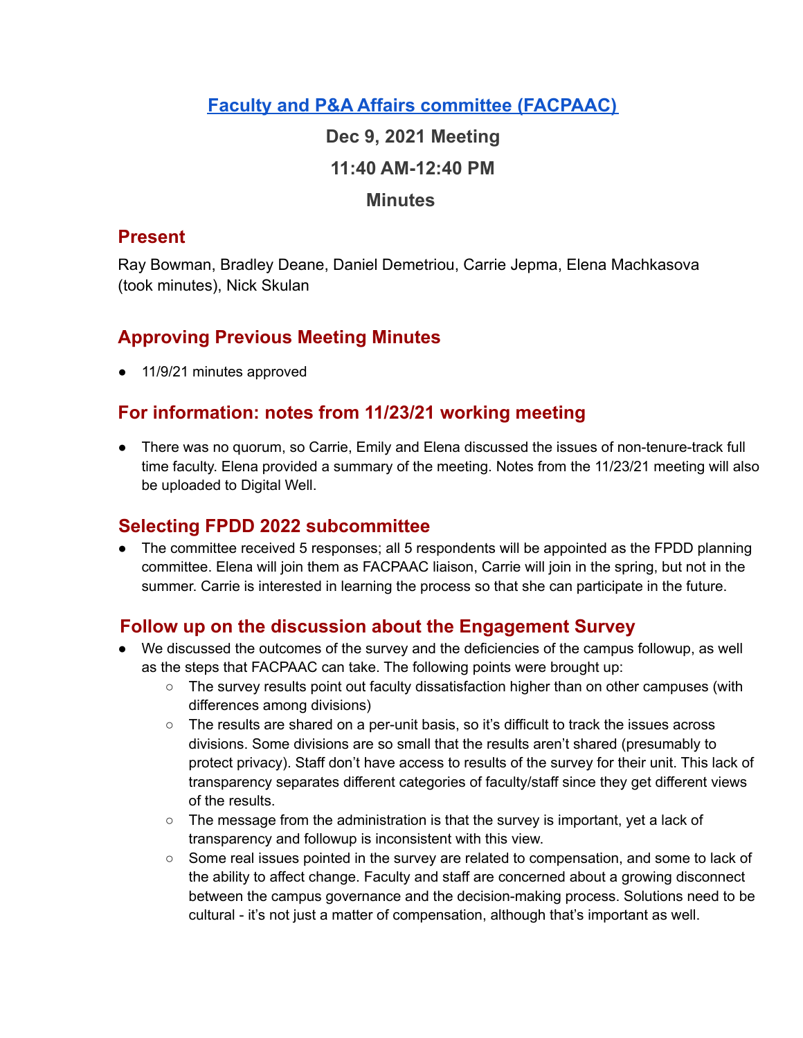## [Faculty and P&A Affairs committee (FACPAAC)]

**Dec 9, 2021 Meeting**

**11:40 AM-12:40 PM**

**Minutes**

### Present

Ray Bowman, Bradley Deane, Daniel Demetriou, Carrie Jepma, Elena Machkasova (took minutes), Nick Skulan

### Approving Previous Meeting Minutes

- 11/9/21 minutes approved

### For information: notes from 11/23/21 working meeting

- There was no quorum, so Carrie, Emily and Elena discussed the issues of non-tenure-track full time faculty. Elena provided a summary of the meeting. Notes from the 11/23/21 meeting will also be uploaded to Digital Well.

### Selecting FPDD 2022 subcommittee

- The committee received 5 responses; all 5 respondents will be appointed as the FPDD planning committee. Elena will join them as FACPAAC liaison, Carrie will join in the spring, but not in the summer. Carrie is interested in learning the process so that she can participate in the future.

### Follow up on the discussion about the Engagement Survey

- We discussed the outcomes of the survey and the deficiencies of the campus followup, as well as the steps that FACPAAC can take. The following points were brought up:
  - The survey results point out faculty dissatisfaction higher than on other campuses (with differences among divisions)
  - The results are shared on a per-unit basis, so it's difficult to track the issues across divisions. Some divisions are so small that the results aren't shared (presumably to protect privacy). Staff don't have access to results of the survey for their unit. This lack of transparency separates different categories of faculty/staff since they get different views of the results.
  - The message from the administration is that the survey is important, yet a lack of transparency and followup is inconsistent with this view.
  - Some real issues pointed in the survey are related to compensation, and some to lack of the ability to affect change. Faculty and staff are concerned about a growing disconnect between the campus governance and the decision-making process. Solutions need to be cultural - it's not just a matter of compensation, although that's important as well.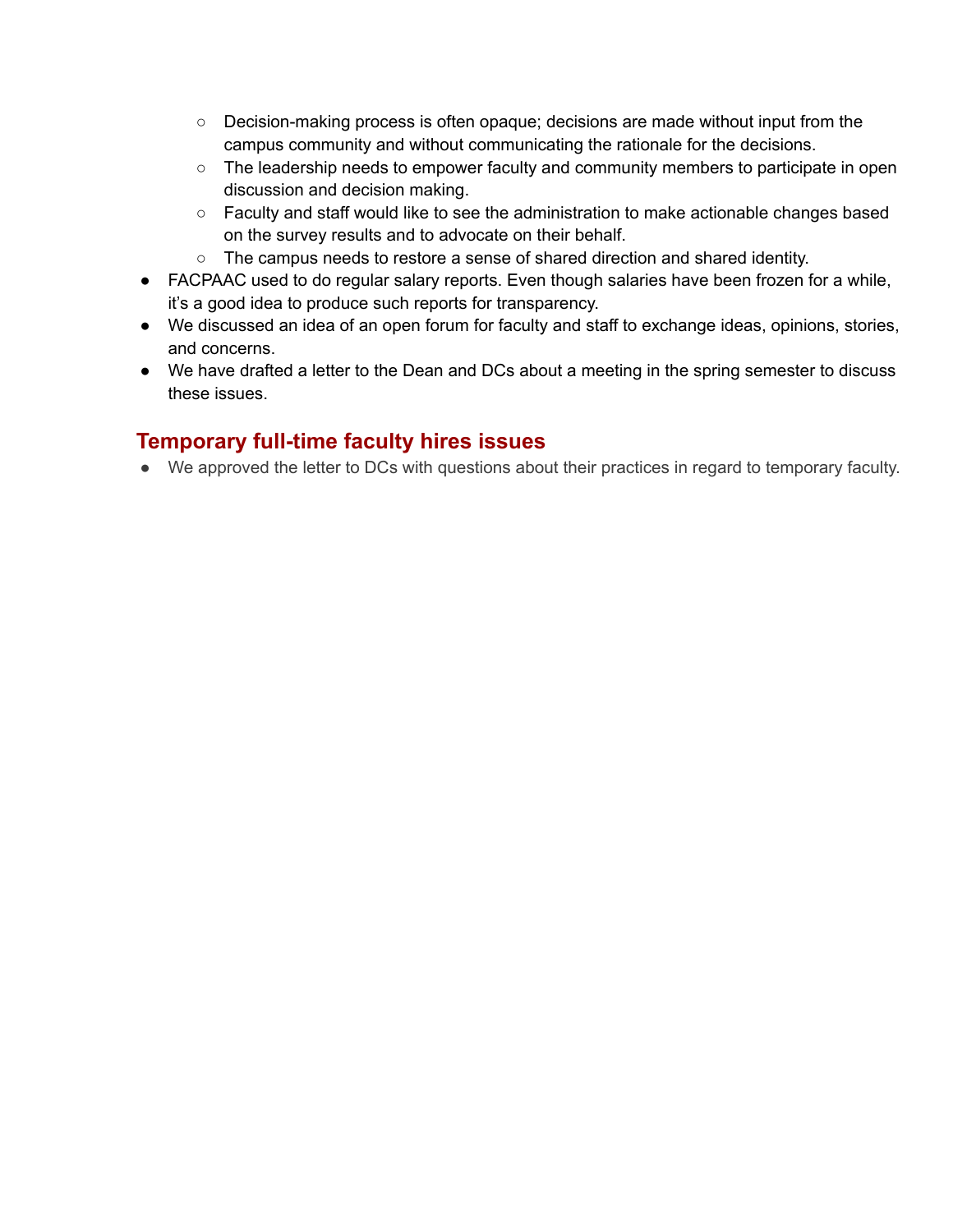- Decision-making process is often opaque; decisions are made without input from the campus community and without communicating the rationale for the decisions.
    - The leadership needs to empower faculty and community members to participate in open discussion and decision making.
    - Faculty and staff would like to see the administration to make actionable changes based on the survey results and to advocate on their behalf.
    - The campus needs to restore a sense of shared direction and shared identity.
- FACPAAC used to do regular salary reports. Even though salaries have been frozen for a while, it's a good idea to produce such reports for transparency.
- We discussed an idea of an open forum for faculty and staff to exchange ideas, opinions, stories, and concerns.
- We have drafted a letter to the Dean and DCs about a meeting in the spring semester to discuss these issues.

## Temporary full-time faculty hires issues

- We approved the letter to DCs with questions about their practices in regard to temporary faculty.